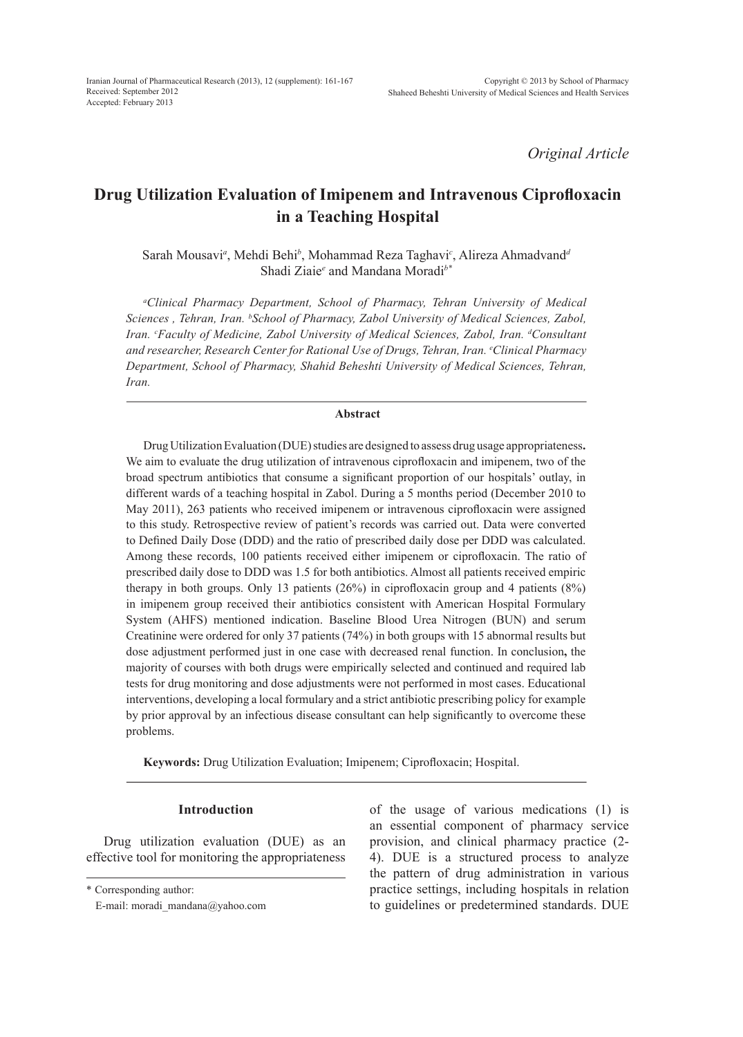*Original Article*

# Drug Utilization Evaluation of Imipenem and Intravenous Ciprofloxacin in a Teaching Hospital

Sarah Mousavi[a], Mehdi Behi[b], Mohammad Reza Taghavi[c], Alireza Ahmadvand[d] Shadi Ziaie[e] and Mandana Moradi[b*]

*[a]Clinical Pharmacy Department, School of Pharmacy, Tehran University of Medical Sciences , Tehran, Iran. [b]School of Pharmacy, Zabol University of Medical Sciences, Zabol, Iran. [c]Faculty of Medicine, Zabol University of Medical Sciences, Zabol, Iran. [d]Consultant and researcher, Research Center for Rational Use of Drugs, Tehran, Iran. [e]Clinical Pharmacy Department, School of Pharmacy, Shahid Beheshti University of Medical Sciences, Tehran, Iran.*

## Abstract

Drug Utilization Evaluation (DUE) studies are designed to assess drug usage appropriateness**.** We aim to evaluate the drug utilization of intravenous ciprofloxacin and imipenem, two of the broad spectrum antibiotics that consume a significant proportion of our hospitals' outlay, in different wards of a teaching hospital in Zabol. During a 5 months period (December 2010 to May 2011), 263 patients who received imipenem or intravenous ciprofloxacin were assigned to this study. Retrospective review of patient's records was carried out. Data were converted to Defined Daily Dose (DDD) and the ratio of prescribed daily dose per DDD was calculated. Among these records, 100 patients received either imipenem or ciprofloxacin. The ratio of prescribed daily dose to DDD was 1.5 for both antibiotics. Almost all patients received empiric therapy in both groups. Only 13 patients (26%) in ciprofloxacin group and 4 patients (8%) in imipenem group received their antibiotics consistent with American Hospital Formulary System (AHFS) mentioned indication. Baseline Blood Urea Nitrogen (BUN) and serum Creatinine were ordered for only 37 patients (74%) in both groups with 15 abnormal results but dose adjustment performed just in one case with decreased renal function. In conclusion**,** the majority of courses with both drugs were empirically selected and continued and required lab tests for drug monitoring and dose adjustments were not performed in most cases. Educational interventions, developing a local formulary and a strict antibiotic prescribing policy for example by prior approval by an infectious disease consultant can help significantly to overcome these problems.

**Keywords:** Drug Utilization Evaluation; Imipenem; Ciprofloxacin; Hospital.

## Introduction

Drug utilization evaluation (DUE) as an effective tool for monitoring the appropriateness of the usage of various medications (1) is an essential component of pharmacy service provision, and clinical pharmacy practice (2-4). DUE is a structured process to analyze the pattern of drug administration in various practice settings, including hospitals in relation to guidelines or predetermined standards. DUE

\* Corresponding author:
E-mail: moradi_mandana@yahoo.com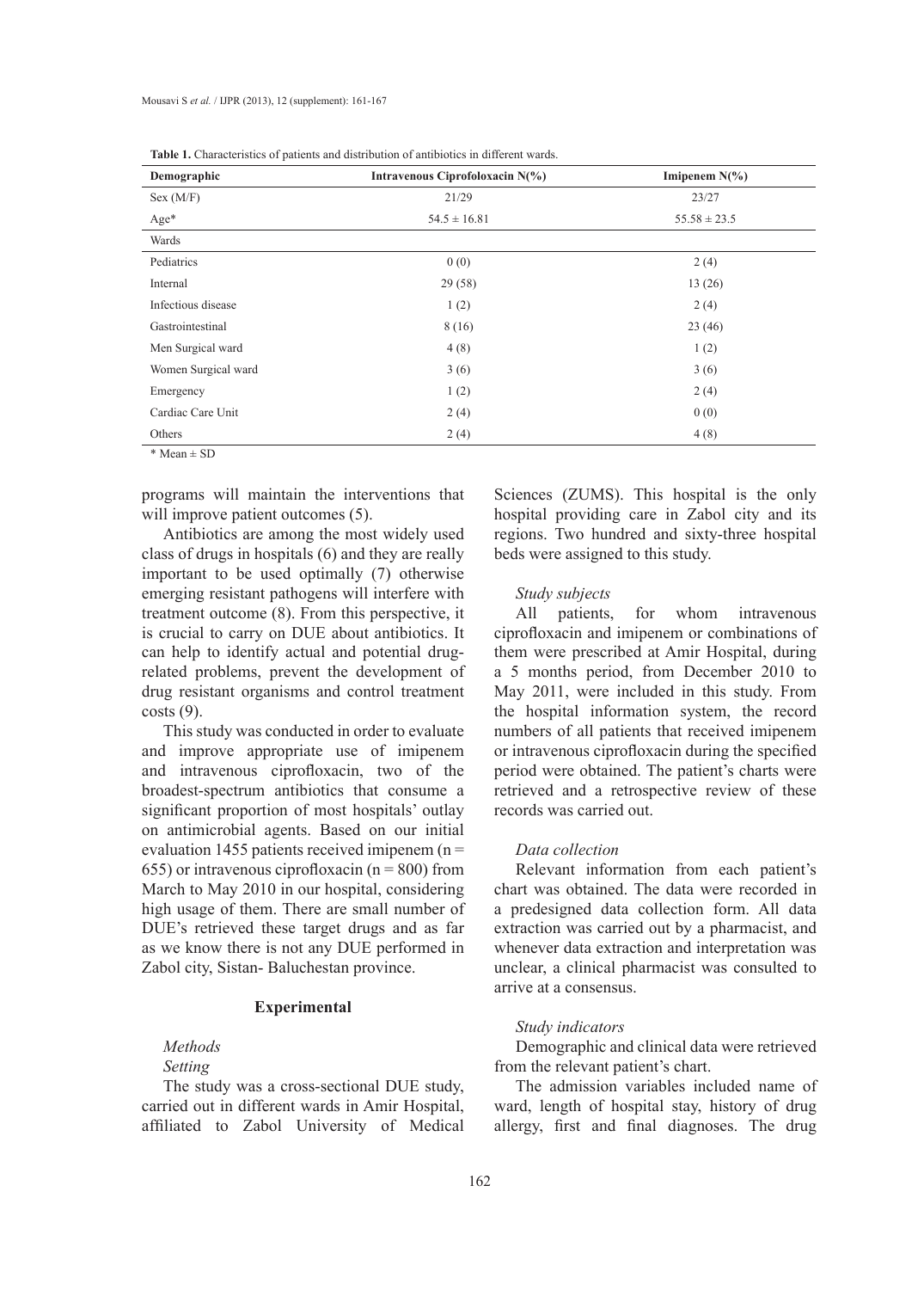**Table 1.** Characteristics of patients and distribution of antibiotics in different wards.

| Demographic | Intravenous Ciprofoloxacin N(%) | Imipenem N(%) |
|---|---|---|
| Sex (M/F) | 21/29 | 23/27 |
| Age* | 54.5 ± 16.81 | 55.58 ± 23.5 |
| Wards | | |
| Pediatrics | 0 (0) | 2 (4) |
| Internal | 29 (58) | 13 (26) |
| Infectious disease | 1 (2) | 2 (4) |
| Gastrointestinal | 8 (16) | 23 (46) |
| Men Surgical ward | 4 (8) | 1 (2) |
| Women Surgical ward | 3 (6) | 3 (6) |
| Emergency | 1 (2) | 2 (4) |
| Cardiac Care Unit | 2 (4) | 0 (0) |
| Others | 2 (4) | 4 (8) |

\* Mean ± SD

programs will maintain the interventions that will improve patient outcomes (5).

Antibiotics are among the most widely used class of drugs in hospitals (6) and they are really important to be used optimally (7) otherwise emerging resistant pathogens will interfere with treatment outcome (8). From this perspective, it is crucial to carry on DUE about antibiotics. It can help to identify actual and potential drug-related problems, prevent the development of drug resistant organisms and control treatment costs (9).

This study was conducted in order to evaluate and improve appropriate use of imipenem and intravenous ciprofloxacin, two of the broadest-spectrum antibiotics that consume a significant proportion of most hospitals' outlay on antimicrobial agents. Based on our initial evaluation 1455 patients received imipenem (n = 655) or intravenous ciprofloxacin (n = 800) from March to May 2010 in our hospital, considering high usage of them. There are small number of DUE's retrieved these target drugs and as far as we know there is not any DUE performed in Zabol city, Sistan- Baluchestan province.

## Experimental

### *Methods*

#### *Setting*

The study was a cross-sectional DUE study, carried out in different wards in Amir Hospital, affiliated to Zabol University of Medical Sciences (ZUMS). This hospital is the only hospital providing care in Zabol city and its regions. Two hundred and sixty-three hospital beds were assigned to this study.

#### *Study subjects*

All patients, for whom intravenous ciprofloxacin and imipenem or combinations of them were prescribed at Amir Hospital, during a 5 months period, from December 2010 to May 2011, were included in this study. From the hospital information system, the record numbers of all patients that received imipenem or intravenous ciprofloxacin during the specified period were obtained. The patient's charts were retrieved and a retrospective review of these records was carried out.

#### *Data collection*

Relevant information from each patient's chart was obtained. The data were recorded in a predesigned data collection form. All data extraction was carried out by a pharmacist, and whenever data extraction and interpretation was unclear, a clinical pharmacist was consulted to arrive at a consensus.

#### *Study indicators*

Demographic and clinical data were retrieved from the relevant patient's chart.

The admission variables included name of ward, length of hospital stay, history of drug allergy, first and final diagnoses. The drug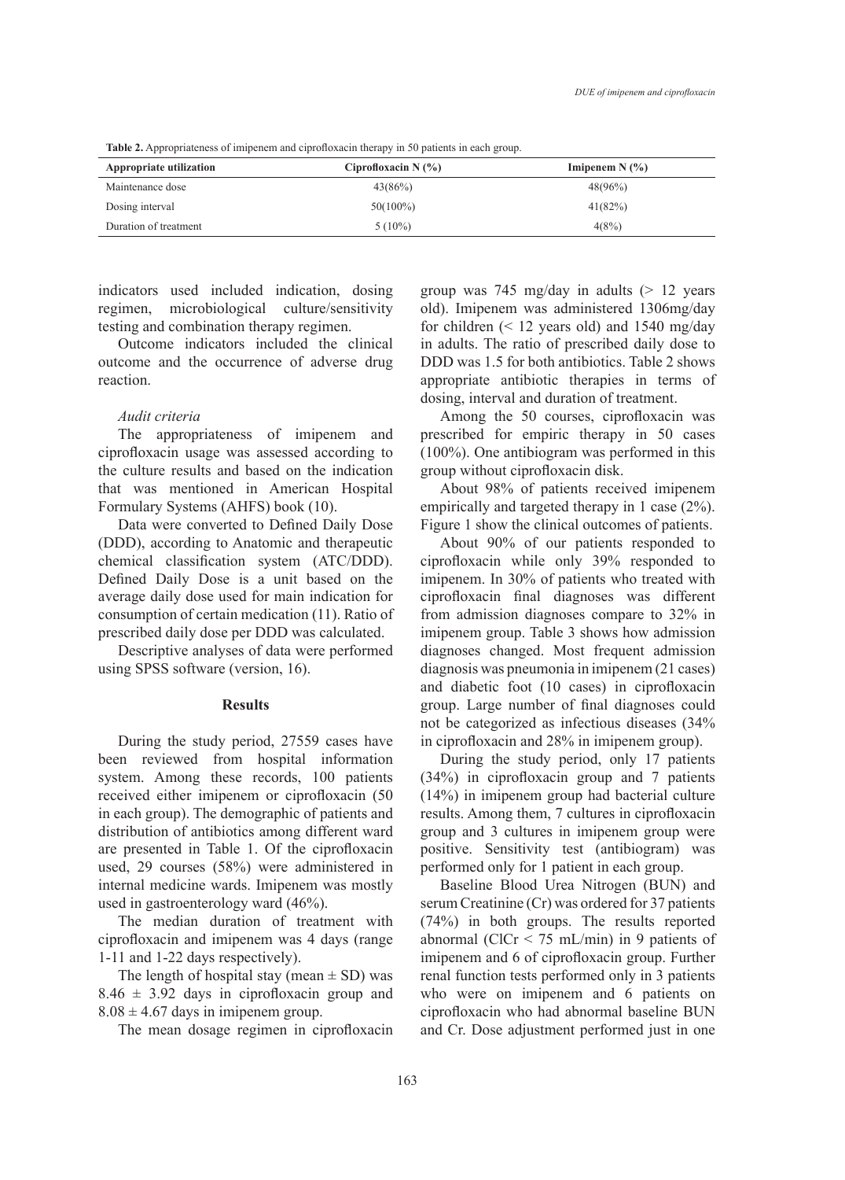**Table 2.** Appropriateness of imipenem and ciprofloxacin therapy in 50 patients in each group.

| Appropriate utilization | Ciprofloxacin N (%) | Imipenem N (%) |
|---|---|---|
| Maintenance dose | 43(86%) | 48(96%) |
| Dosing interval | 50(100%) | 41(82%) |
| Duration of treatment | 5 (10%) | 4(8%) |

indicators used included indication, dosing regimen, microbiological culture/sensitivity testing and combination therapy regimen.

Outcome indicators included the clinical outcome and the occurrence of adverse drug reaction.

### *Audit criteria*

The appropriateness of imipenem and ciprofloxacin usage was assessed according to the culture results and based on the indication that was mentioned in American Hospital Formulary Systems (AHFS) book (10).

Data were converted to Defined Daily Dose (DDD), according to Anatomic and therapeutic chemical classification system (ATC/DDD). Defined Daily Dose is a unit based on the average daily dose used for main indication for consumption of certain medication (11). Ratio of prescribed daily dose per DDD was calculated.

Descriptive analyses of data were performed using SPSS software (version, 16).

## Results

During the study period, 27559 cases have been reviewed from hospital information system. Among these records, 100 patients received either imipenem or ciprofloxacin (50 in each group). The demographic of patients and distribution of antibiotics among different ward are presented in Table 1. Of the ciprofloxacin used, 29 courses (58%) were administered in internal medicine wards. Imipenem was mostly used in gastroenterology ward (46%).

The median duration of treatment with ciprofloxacin and imipenem was 4 days (range 1-11 and 1-22 days respectively).

The length of hospital stay (mean ± SD) was 8.46 ± 3.92 days in ciprofloxacin group and 8.08 ± 4.67 days in imipenem group.

The mean dosage regimen in ciprofloxacin group was 745 mg/day in adults (> 12 years old). Imipenem was administered 1306mg/day for children (< 12 years old) and 1540 mg/day in adults. The ratio of prescribed daily dose to DDD was 1.5 for both antibiotics. Table 2 shows appropriate antibiotic therapies in terms of dosing, interval and duration of treatment.

Among the 50 courses, ciprofloxacin was prescribed for empiric therapy in 50 cases (100%). One antibiogram was performed in this group without ciprofloxacin disk.

About 98% of patients received imipenem empirically and targeted therapy in 1 case (2%). Figure 1 show the clinical outcomes of patients.

About 90% of our patients responded to ciprofloxacin while only 39% responded to imipenem. In 30% of patients who treated with ciprofloxacin final diagnoses was different from admission diagnoses compare to 32% in imipenem group. Table 3 shows how admission diagnoses changed. Most frequent admission diagnosis was pneumonia in imipenem (21 cases) and diabetic foot (10 cases) in ciprofloxacin group. Large number of final diagnoses could not be categorized as infectious diseases (34% in ciprofloxacin and 28% in imipenem group).

During the study period, only 17 patients (34%) in ciprofloxacin group and 7 patients (14%) in imipenem group had bacterial culture results. Among them, 7 cultures in ciprofloxacin group and 3 cultures in imipenem group were positive. Sensitivity test (antibiogram) was performed only for 1 patient in each group.

Baseline Blood Urea Nitrogen (BUN) and serum Creatinine (Cr) was ordered for 37 patients (74%) in both groups. The results reported abnormal (ClCr < 75 mL/min) in 9 patients of imipenem and 6 of ciprofloxacin group. Further renal function tests performed only in 3 patients who were on imipenem and 6 patients on ciprofloxacin who had abnormal baseline BUN and Cr. Dose adjustment performed just in one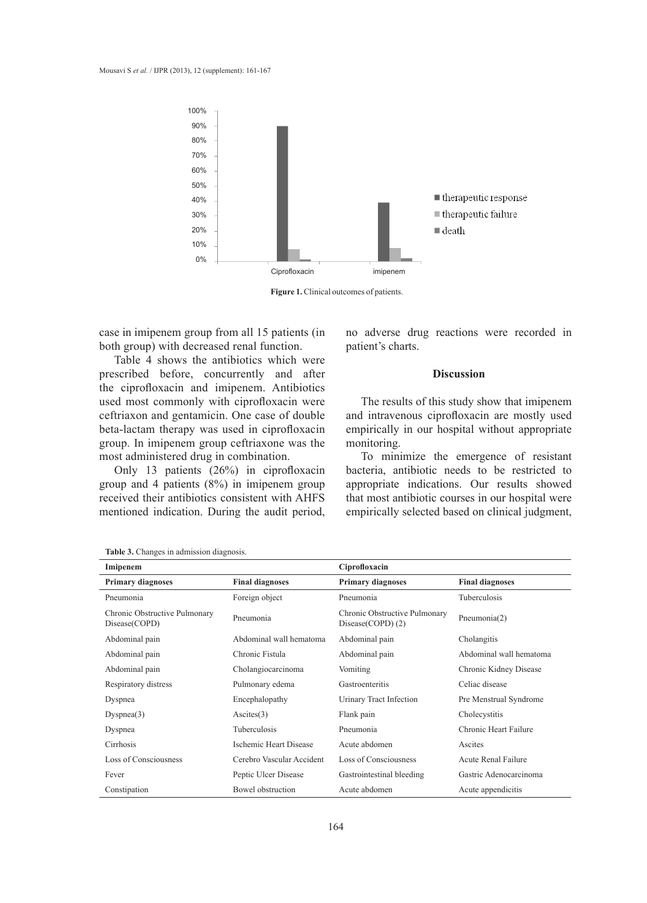Figure 1. Clinical outcomes of patients.

case in imipenem group from all 15 patients (in both group) with decreased renal function.

Table 4 shows the antibiotics which were prescribed before, concurrently and after the ciprofloxacin and imipenem. Antibiotics used most commonly with ciprofloxacin were ceftriaxon and gentamicin. One case of double beta-lactam therapy was used in ciprofloxacin group. In imipenem group ceftriaxone was the most administered drug in combination.

Only 13 patients (26%) in ciprofloxacin group and 4 patients (8%) in imipenem group received their antibiotics consistent with AHFS mentioned indication. During the audit period, no adverse drug reactions were recorded in patient's charts.

## Discussion

The results of this study show that imipenem and intravenous ciprofloxacin are mostly used empirically in our hospital without appropriate monitoring.

To minimize the emergence of resistant bacteria, antibiotic needs to be restricted to appropriate indications. Our results showed that most antibiotic courses in our hospital were empirically selected based on clinical judgment,

**Table 3.** Changes in admission diagnosis.

| Imipenem | | Ciprofloxacin | |
|---|---|---|---|
| **Primary diagnoses** | **Final diagnoses** | **Primary diagnoses** | **Final diagnoses** |
| Pneumonia | Foreign object | Pneumonia | Tuberculosis |
| Chronic Obstructive Pulmonary Disease(COPD) | Pneumonia | Chronic Obstructive Pulmonary Disease(COPD) (2) | Pneumonia(2) |
| Abdominal pain | Abdominal wall hematoma | Abdominal pain | Cholangitis |
| Abdominal pain | Chronic Fistula | Abdominal pain | Abdominal wall hematoma |
| Abdominal pain | Cholangiocarcinoma | Vomiting | Chronic Kidney Disease |
| Respiratory distress | Pulmonary edema | Gastroenteritis | Celiac disease |
| Dyspnea | Encephalopathy | Urinary Tract Infection | Pre Menstrual Syndrome |
| Dyspnea(3) | Ascites(3) | Flank pain | Cholecystitis |
| Dyspnea | Tuberculosis | Pneumonia | Chronic Heart Failure |
| Cirrhosis | Ischemic Heart Disease | Acute abdomen | Ascites |
| Loss of Consciousness | Cerebro Vascular Accident | Loss of Consciousness | Acute Renal Failure |
| Fever | Peptic Ulcer Disease | Gastrointestinal bleeding | Gastric Adenocarcinoma |
| Constipation | Bowel obstruction | Acute abdomen | Acute appendicitis |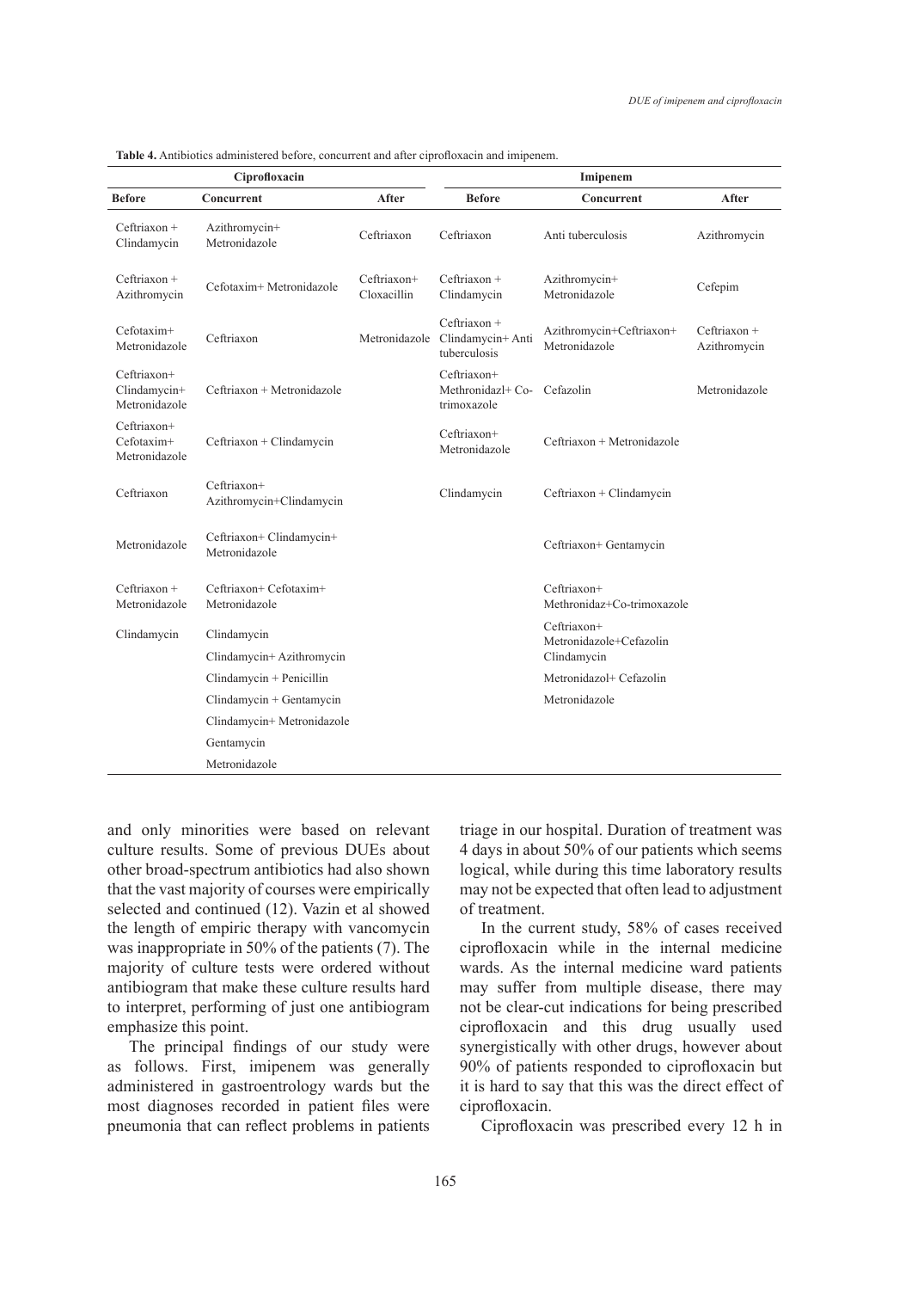**Table 4.** Antibiotics administered before, concurrent and after ciprofloxacin and imipenem.

| Ciprofloxacin | | | Imipenem | | |
|---|---|---|---|---|---|
| **Before** | **Concurrent** | **After** | **Before** | **Concurrent** | **After** |
| Ceftriaxon + Clindamycin | Azithromycin+ Metronidazole | Ceftriaxon | Ceftriaxon | Anti tuberculosis | Azithromycin |
| Ceftriaxon + Azithromycin | Cefotaxim+ Metronidazole | Ceftriaxon+ Cloxacillin | Ceftriaxon + Clindamycin | Azithromycin+ Metronidazole | Cefepim |
| Cefotaxim+ Metronidazole | Ceftriaxon | Metronidazole | Ceftriaxon + Clindamycin+ Anti tuberculosis | Azithromycin+Ceftriaxon+ Metronidazole | Ceftriaxon + Azithromycin |
| Ceftriaxon+ Clindamycin+ Metronidazole | Ceftriaxon + Metronidazole | | Ceftriaxon+ Methronidazl+ Co-trimoxazole | Cefazolin | Metronidazole |
| Ceftriaxon+ Cefotaxim+ Metronidazole | Ceftriaxon + Clindamycin | | Ceftriaxon+ Metronidazole | Ceftriaxon + Metronidazole | |
| Ceftriaxon | Ceftriaxon+ Azithromycin+Clindamycin | | Clindamycin | Ceftriaxon + Clindamycin | |
| Metronidazole | Ceftriaxon+ Clindamycin+ Metronidazole | | | Ceftriaxon+ Gentamycin | |
| Ceftriaxon + Metronidazole | Ceftriaxon+ Cefotaxim+ Metronidazole | | | Ceftriaxon+ Methronidaz+Co-trimoxazole | |
| Clindamycin | Clindamycin | | | Ceftriaxon+ Metronidazole+Cefazolin | |
| | Clindamycin+ Azithromycin | | | Clindamycin | |
| | Clindamycin + Penicillin | | | Metronidazol+ Cefazolin | |
| | Clindamycin + Gentamycin | | | Metronidazole | |
| | Clindamycin+ Metronidazole | | | | |
| | Gentamycin | | | | |
| | Metronidazole | | | | |

and only minorities were based on relevant culture results. Some of previous DUEs about other broad-spectrum antibiotics had also shown that the vast majority of courses were empirically selected and continued (12). Vazin et al showed the length of empiric therapy with vancomycin was inappropriate in 50% of the patients (7). The majority of culture tests were ordered without antibiogram that make these culture results hard to interpret, performing of just one antibiogram emphasize this point.

The principal findings of our study were as follows. First, imipenem was generally administered in gastroentrology wards but the most diagnoses recorded in patient files were pneumonia that can reflect problems in patients triage in our hospital. Duration of treatment was 4 days in about 50% of our patients which seems logical, while during this time laboratory results may not be expected that often lead to adjustment of treatment.

In the current study, 58% of cases received ciprofloxacin while in the internal medicine wards. As the internal medicine ward patients may suffer from multiple disease, there may not be clear-cut indications for being prescribed ciprofloxacin and this drug usually used synergistically with other drugs, however about 90% of patients responded to ciprofloxacin but it is hard to say that this was the direct effect of ciprofloxacin.

Ciprofloxacin was prescribed every 12 h in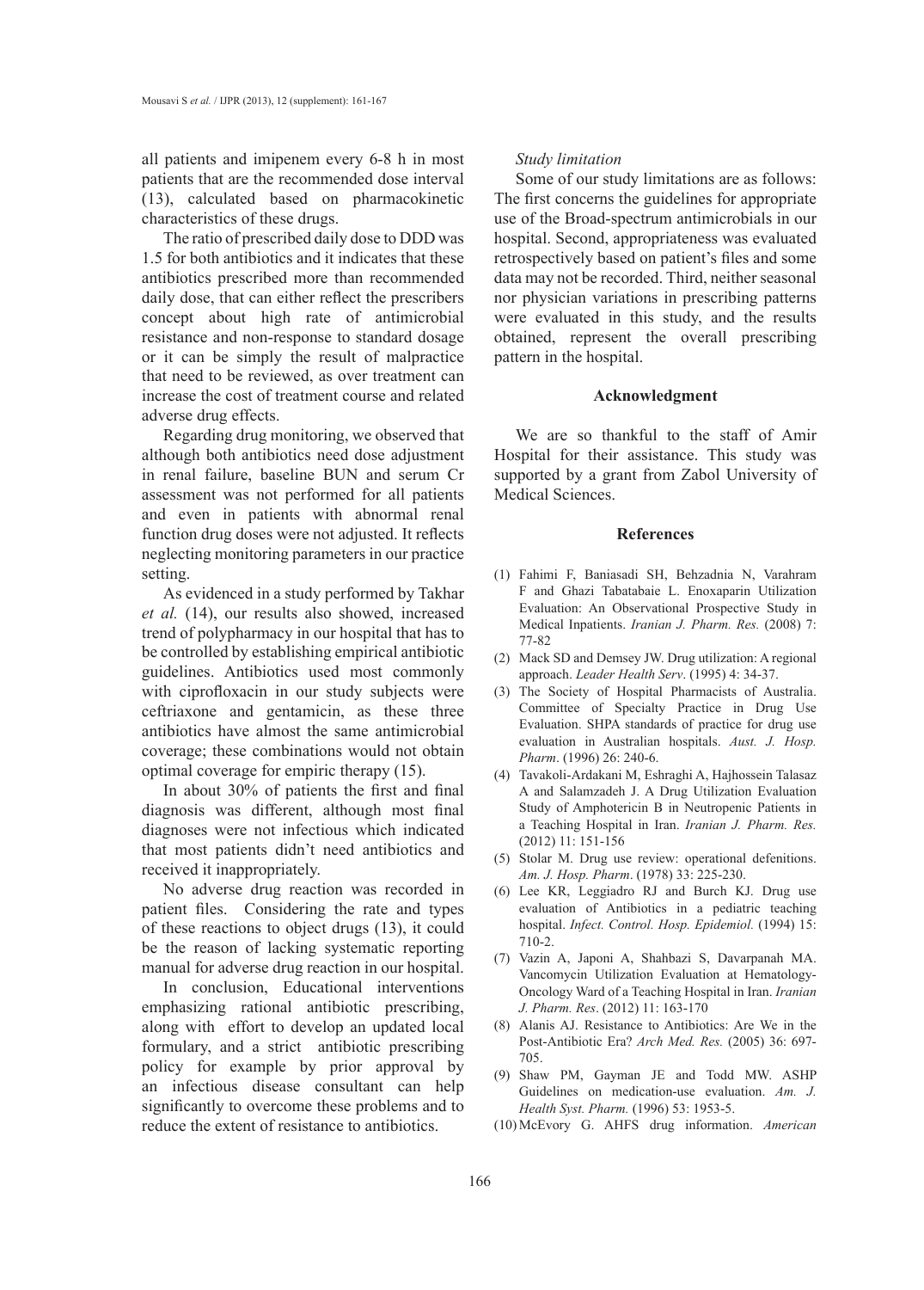all patients and imipenem every 6-8 h in most patients that are the recommended dose interval (13), calculated based on pharmacokinetic characteristics of these drugs.

The ratio of prescribed daily dose to DDD was 1.5 for both antibiotics and it indicates that these antibiotics prescribed more than recommended daily dose, that can either reflect the prescribers concept about high rate of antimicrobial resistance and non-response to standard dosage or it can be simply the result of malpractice that need to be reviewed, as over treatment can increase the cost of treatment course and related adverse drug effects.

Regarding drug monitoring, we observed that although both antibiotics need dose adjustment in renal failure, baseline BUN and serum Cr assessment was not performed for all patients and even in patients with abnormal renal function drug doses were not adjusted. It reflects neglecting monitoring parameters in our practice setting.

As evidenced in a study performed by Takhar *et al.* (14), our results also showed, increased trend of polypharmacy in our hospital that has to be controlled by establishing empirical antibiotic guidelines. Antibiotics used most commonly with ciprofloxacin in our study subjects were ceftriaxone and gentamicin, as these three antibiotics have almost the same antimicrobial coverage; these combinations would not obtain optimal coverage for empiric therapy (15).

In about 30% of patients the first and final diagnosis was different, although most final diagnoses were not infectious which indicated that most patients didn't need antibiotics and received it inappropriately.

No adverse drug reaction was recorded in patient files. Considering the rate and types of these reactions to object drugs (13), it could be the reason of lacking systematic reporting manual for adverse drug reaction in our hospital.

In conclusion, Educational interventions emphasizing rational antibiotic prescribing, along with effort to develop an updated local formulary, and a strict antibiotic prescribing policy for example by prior approval by an infectious disease consultant can help significantly to overcome these problems and to reduce the extent of resistance to antibiotics.

*Study limitation*

Some of our study limitations are as follows: The first concerns the guidelines for appropriate use of the Broad-spectrum antimicrobials in our hospital. Second, appropriateness was evaluated retrospectively based on patient's files and some data may not be recorded. Third, neither seasonal nor physician variations in prescribing patterns were evaluated in this study, and the results obtained, represent the overall prescribing pattern in the hospital.

## Acknowledgment

We are so thankful to the staff of Amir Hospital for their assistance. This study was supported by a grant from Zabol University of Medical Sciences.

## References

(1) Fahimi F, Baniasadi SH, Behzadnia N, Varahram F and Ghazi Tabatabaie L. Enoxaparin Utilization Evaluation: An Observational Prospective Study in Medical Inpatients. *Iranian J. Pharm. Res.* (2008) 7: 77-82

(2) Mack SD and Demsey JW. Drug utilization: A regional approach. *Leader Health Serv*. (1995) 4: 34-37.

(3) The Society of Hospital Pharmacists of Australia. Committee of Specialty Practice in Drug Use Evaluation. SHPA standards of practice for drug use evaluation in Australian hospitals. *Aust. J. Hosp. Pharm*. (1996) 26: 240-6.

(4) Tavakoli-Ardakani M, Eshraghi A, Hajhossein Talasaz A and Salamzadeh J. A Drug Utilization Evaluation Study of Amphotericin B in Neutropenic Patients in a Teaching Hospital in Iran. *Iranian J. Pharm. Res.* (2012) 11: 151-156

(5) Stolar M. Drug use review: operational defenitions. *Am. J. Hosp. Pharm*. (1978) 33: 225-230.

(6) Lee KR, Leggiadro RJ and Burch KJ. Drug use evaluation of Antibiotics in a pediatric teaching hospital. *Infect. Control. Hosp. Epidemiol.* (1994) 15: 710-2.

(7) Vazin A, Japoni A, Shahbazi S, Davarpanah MA. Vancomycin Utilization Evaluation at Hematology-Oncology Ward of a Teaching Hospital in Iran. *Iranian J. Pharm. Res*. (2012) 11: 163-170

(8) Alanis AJ. Resistance to Antibiotics: Are We in the Post-Antibiotic Era? *Arch Med. Res.* (2005) 36: 697-705.

(9) Shaw PM, Gayman JE and Todd MW. ASHP Guidelines on medication-use evaluation. *Am. J. Health Syst. Pharm.* (1996) 53: 1953-5.

(10) McEvory G. AHFS drug information. *American*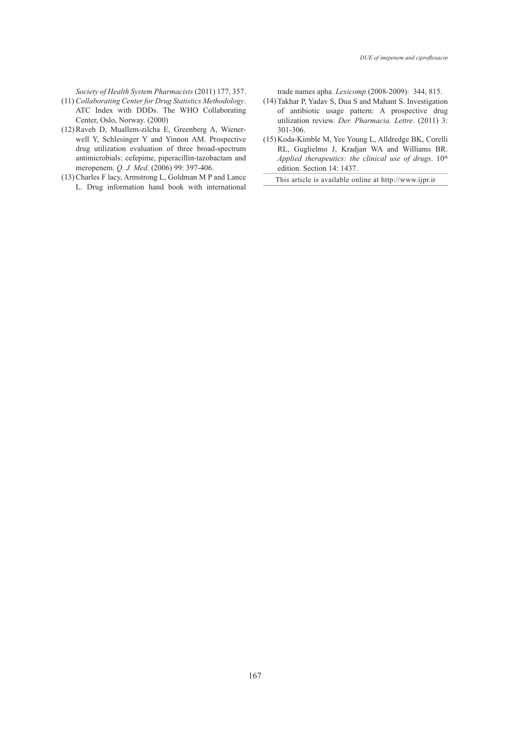*Society of Health System Pharmacists* (2011) 177, 357.

(11) *Collaborating Center for Drug Statistics Methodology*. ATC Index with DDDs. The WHO Collaborating Center, Oslo, Norway. (2000)

(12) Raveh D, Muallem-zilcha E, Greenberg A, Wienerwell Y, Schlesinger Y and Yinnon AM. Prospective drug utilization evaluation of three broad-spectrum antimicrobials: cefepime, piperacillin-tazobactam and meropenem. *Q. J. Med*. (2006) 99: 397-406.

(13) Charles F lacy, Armstrong L, Goldman M P and Lance L. Drug information hand book with international trade names apha. *Lexicomp* (2008-2009): 344, 815.

(14) Takhar P, Yadav S, Dua S and Mahant S. Investigation of antibiotic usage pattern: A prospective drug utilization review. *Der. Pharmacia. Lettre*. (2011) 3: 301-306.

(15) Koda-Kimble M, Yee Young L, Alldredge BK, Corelli RL, Guglielmo J, Kradjan WA and Williams BR. *Applied therapeutics: the clinical use of drugs*. 10th edition. Section 14: 1437.

This article is available online at http://www.ijpr.ir